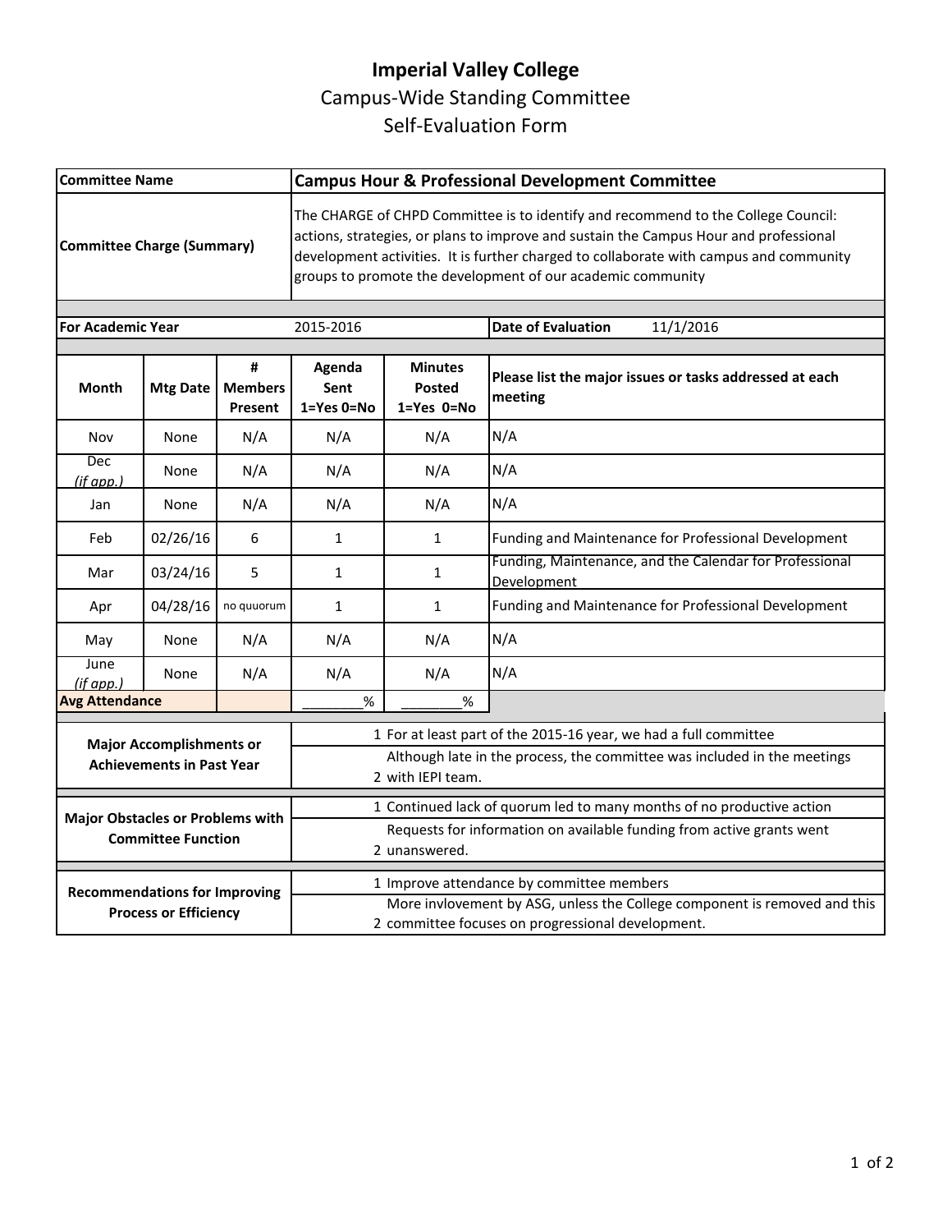# Imperial Valley College

## Campus-Wide Standing Committee

## Self-Evaluation Form

| | |
|---|---|
| **Committee Name** | **Campus Hour & Professional Development Committee** |
| **Committee Charge (Summary)** | The CHARGE of CHPD Committee is to identify and recommend to the College Council: actions, strategies, or plans to improve and sustain the Campus Hour and professional development activities. It is further charged to collaborate with campus and community groups to promote the development of our academic community |

| | |
|---|---|
| **For Academic Year** 2015-2016 | **Date of Evaluation** 11/1/2016 |

| Month | Mtg Date | # Members Present | Agenda Sent 1=Yes 0=No | Minutes Posted 1=Yes 0=No | Please list the major issues or tasks addressed at each meeting |
|---|---|---|---|---|---|
| Nov | None | N/A | N/A | N/A | N/A |
| Dec *(if app.)* | None | N/A | N/A | N/A | N/A |
| Jan | None | N/A | N/A | N/A | N/A |
| Feb | 02/26/16 | 6 | 1 | 1 | Funding and Maintenance for Professional Development |
| Mar | 03/24/16 | 5 | 1 | 1 | Funding, Maintenance, and the Calendar for Professional Development |
| Apr | 04/28/16 | no quuorum | 1 | 1 | Funding and Maintenance for Professional Development |
| May | None | N/A | N/A | N/A | N/A |
| June *(if app.)* | None | N/A | N/A | N/A | N/A |
| **Avg Attendance** | | | ________% | ________% | |

| | |
|---|---|
| **Major Accomplishments or Achievements in Past Year** | 1 For at least part of the 2015-16 year, we had a full committee |
| | 2 Although late in the process, the committee was included in the meetings with IEPI team. |
| **Major Obstacles or Problems with Committee Function** | 1 Continued lack of quorum led to many months of no productive action |
| | 2 Requests for information on available funding from active grants went unanswered. |
| **Recommendations for Improving Process or Efficiency** | 1 Improve attendance by committee members |
| | 2 More invlovement by ASG, unless the College component is removed and this committee focuses on progressional development. |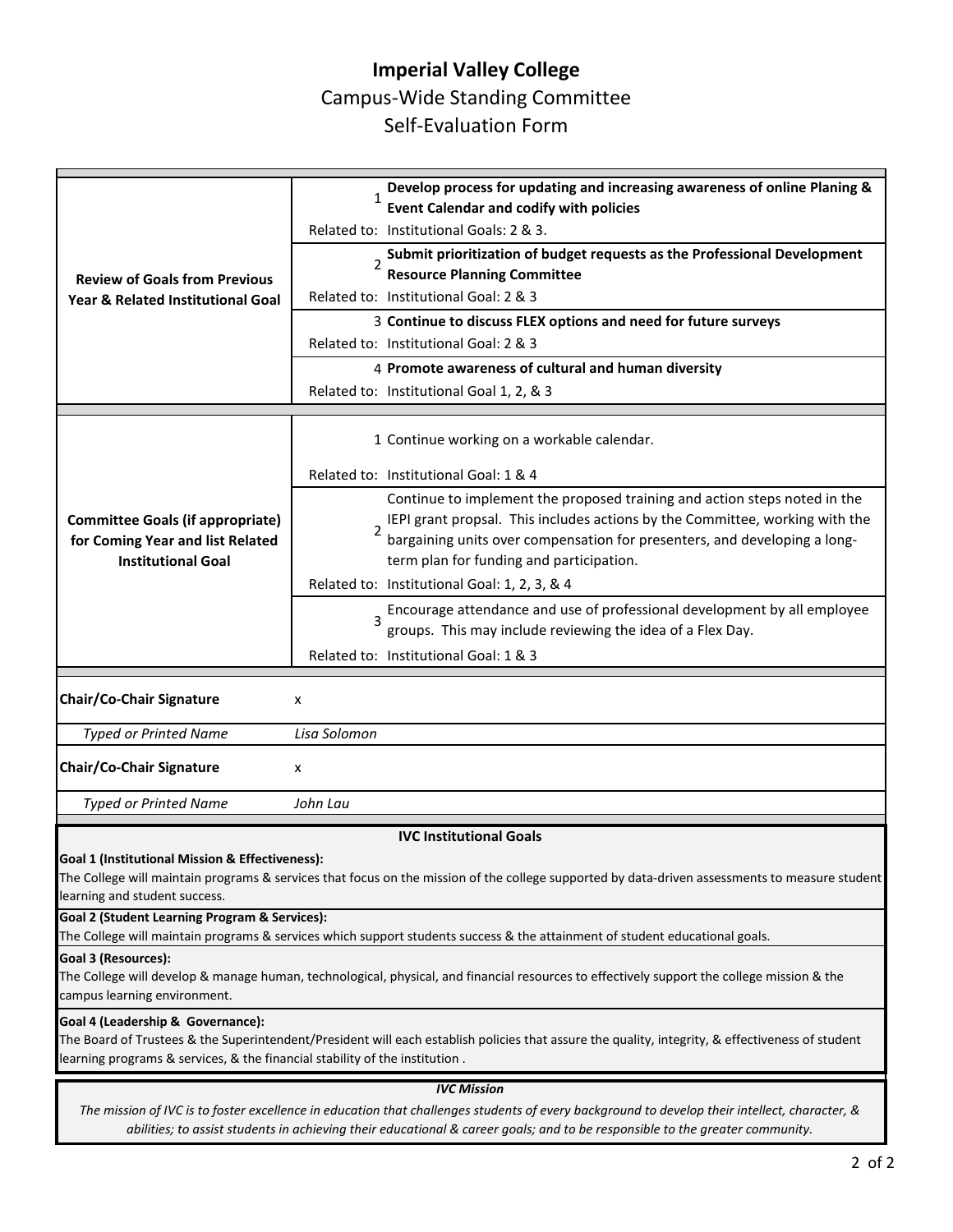# Imperial Valley College

## Campus-Wide Standing Committee

## Self-Evaluation Form

| | | |
|---|---|---|
| **Review of Goals from Previous Year & Related Institutional Goal** | 1 | **Develop process for updating and increasing awareness of online Planing & Event Calendar and codify with policies** |
| | Related to: | Institutional Goals: 2 & 3. |
| | 2 | **Submit prioritization of budget requests as the Professional Development Resource Planning Committee** |
| | Related to: | Institutional Goal: 2 & 3 |
| | 3 | **Continue to discuss FLEX options and need for future surveys** |
| | Related to: | Institutional Goal: 2 & 3 |
| | 4 | **Promote awareness of cultural and human diversity** |
| | Related to: | Institutional Goal 1, 2, & 3 |
| **Committee Goals (if appropriate) for Coming Year and list Related Institutional Goal** | 1 | Continue working on a workable calendar. |
| | Related to: | Institutional Goal: 1 & 4 |
| | 2 | Continue to implement the proposed training and action steps noted in the IEPI grant propsal. This includes actions by the Committee, working with the bargaining units over compensation for presenters, and developing a long-term plan for funding and participation. |
| | Related to: | Institutional Goal: 1, 2, 3, & 4 |
| | 3 | Encourage attendance and use of professional development by all employee groups. This may include reviewing the idea of a Flex Day. |
| | Related to: | Institutional Goal: 1 & 3 |
| **Chair/Co-Chair Signature** | x | |
| *Typed or Printed Name* | *Lisa Solomon* | |
| **Chair/Co-Chair Signature** | x | |
| *Typed or Printed Name* | *John Lau* | |

**IVC Institutional Goals**

**Goal 1 (Institutional Mission & Effectiveness):**
The College will maintain programs & services that focus on the mission of the college supported by data-driven assessments to measure student learning and student success.

**Goal 2 (Student Learning Program & Services):**
The College will maintain programs & services which support students success & the attainment of student educational goals.

**Goal 3 (Resources):**
The College will develop & manage human, technological, physical, and financial resources to effectively support the college mission & the campus learning environment.

**Goal 4 (Leadership & Governance):**
The Board of Trustees & the Superintendent/President will each establish policies that assure the quality, integrity, & effectiveness of student learning programs & services, & the financial stability of the institution .

***IVC Mission***

*The mission of IVC is to foster excellence in education that challenges students of every background to develop their intellect, character, & abilities; to assist students in achieving their educational & career goals; and to be responsible to the greater community.*